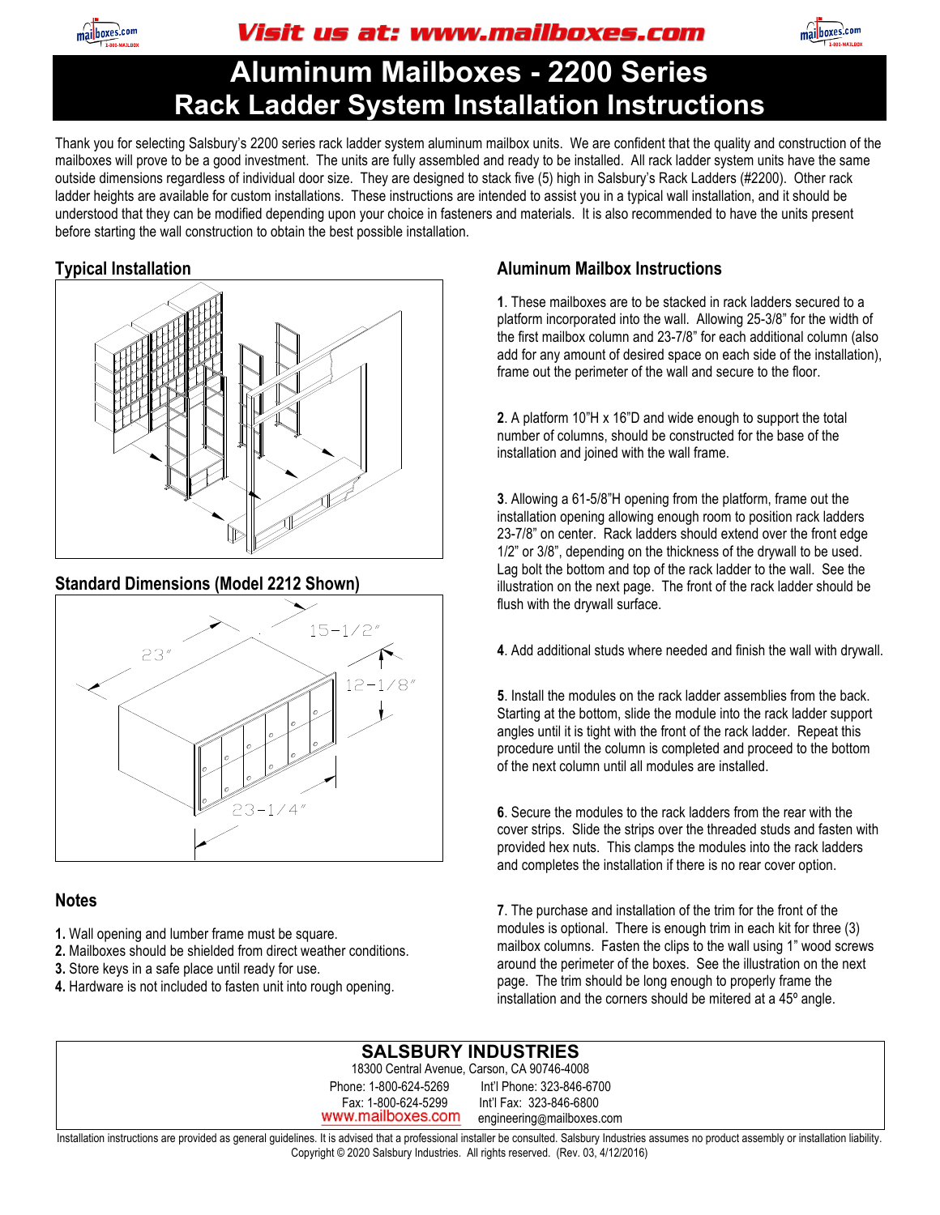Visit us at: www.mailboxes.com

# Aluminum Mailboxes - 2200 Series
# Rack Ladder System Installation Instructions

Thank you for selecting Salsbury's 2200 series rack ladder system aluminum mailbox units. We are confident that the quality and construction of the mailboxes will prove to be a good investment. The units are fully assembled and ready to be installed. All rack ladder system units have the same outside dimensions regardless of individual door size. They are designed to stack five (5) high in Salsbury's Rack Ladders (#2200). Other rack ladder heights are available for custom installations. These instructions are intended to assist you in a typical wall installation, and it should be understood that they can be modified depending upon your choice in fasteners and materials. It is also recommended to have the units present before starting the wall construction to obtain the best possible installation.

## Typical Installation

## Standard Dimensions (Model 2212 Shown)

23"

15-1/2"

12-1/8"

23-1/4"

## Notes

1. Wall opening and lumber frame must be square.
2. Mailboxes should be shielded from direct weather conditions.
3. Store keys in a safe place until ready for use.
4. Hardware is not included to fasten unit into rough opening.

## Aluminum Mailbox Instructions

**1**. These mailboxes are to be stacked in rack ladders secured to a platform incorporated into the wall. Allowing 25-3/8" for the width of the first mailbox column and 23-7/8" for each additional column (also add for any amount of desired space on each side of the installation), frame out the perimeter of the wall and secure to the floor.

**2**. A platform 10"H x 16"D and wide enough to support the total number of columns, should be constructed for the base of the installation and joined with the wall frame.

**3**. Allowing a 61-5/8"H opening from the platform, frame out the installation opening allowing enough room to position rack ladders 23-7/8" on center. Rack ladders should extend over the front edge 1/2" or 3/8", depending on the thickness of the drywall to be used. Lag bolt the bottom and top of the rack ladder to the wall. See the illustration on the next page. The front of the rack ladder should be flush with the drywall surface.

**4**. Add additional studs where needed and finish the wall with drywall.

**5**. Install the modules on the rack ladder assemblies from the back. Starting at the bottom, slide the module into the rack ladder support angles until it is tight with the front of the rack ladder. Repeat this procedure until the column is completed and proceed to the bottom of the next column until all modules are installed.

**6**. Secure the modules to the rack ladders from the rear with the cover strips. Slide the strips over the threaded studs and fasten with provided hex nuts. This clamps the modules into the rack ladders and completes the installation if there is no rear cover option.

**7**. The purchase and installation of the trim for the front of the modules is optional. There is enough trim in each kit for three (3) mailbox columns. Fasten the clips to the wall using 1" wood screws around the perimeter of the boxes. See the illustration on the next page. The trim should be long enough to properly frame the installation and the corners should be mitered at a 45º angle.

**SALSBURY INDUSTRIES**
18300 Central Avenue, Carson, CA 90746-4008
Phone: 1-800-624-5269 Int'l Phone: 323-846-6700
Fax: 1-800-624-5299 Int'l Fax: 323-846-6800
www.mailboxes.com engineering@mailboxes.com

Installation instructions are provided as general guidelines. It is advised that a professional installer be consulted. Salsbury Industries assumes no product assembly or installation liability.
Copyright © 2020 Salsbury Industries. All rights reserved. (Rev. 03, 4/12/2016)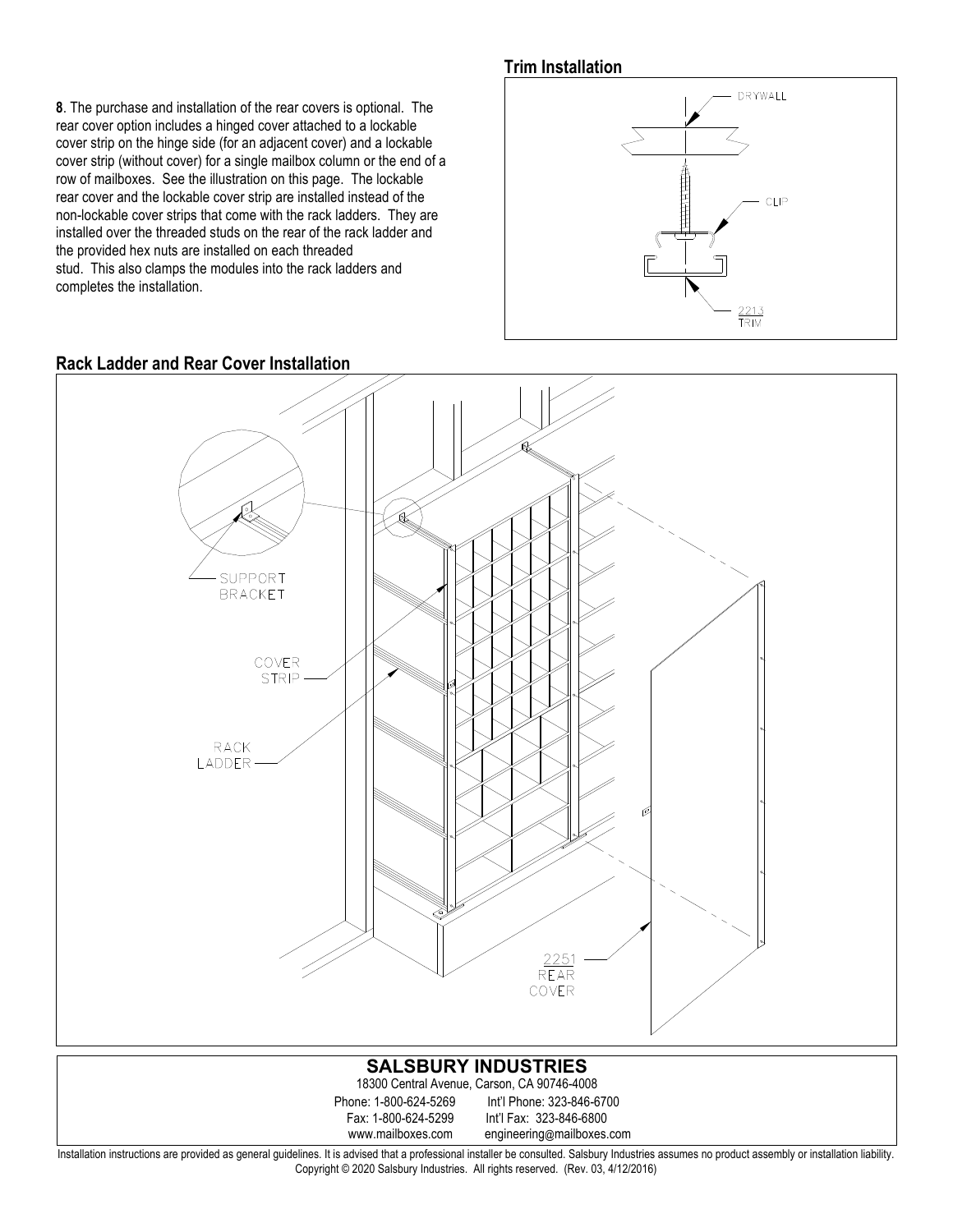**8**. The purchase and installation of the rear covers is optional. The rear cover option includes a hinged cover attached to a lockable cover strip on the hinge side (for an adjacent cover) and a lockable cover strip (without cover) for a single mailbox column or the end of a row of mailboxes. See the illustration on this page. The lockable rear cover and the lockable cover strip are installed instead of the non-lockable cover strips that come with the rack ladders. They are installed over the threaded studs on the rear of the rack ladder and the provided hex nuts are installed on each threaded stud. This also clamps the modules into the rack ladders and completes the installation.

## Trim Installation

DRYWALL

CLIP

2213 TRIM

## Rack Ladder and Rear Cover Installation

SUPPORT BRACKET

COVER STRIP

RACK LADDER

2251 REAR COVER

**SALSBURY INDUSTRIES**

18300 Central Avenue, Carson, CA 90746-4008

Phone: 1-800-624-5269 Int'l Phone: 323-846-6700

Fax: 1-800-624-5299 Int'l Fax: 323-846-6800

www.mailboxes.com engineering@mailboxes.com

Installation instructions are provided as general guidelines. It is advised that a professional installer be consulted. Salsbury Industries assumes no product assembly or installation liability. Copyright © 2020 Salsbury Industries. All rights reserved. (Rev. 03, 4/12/2016)